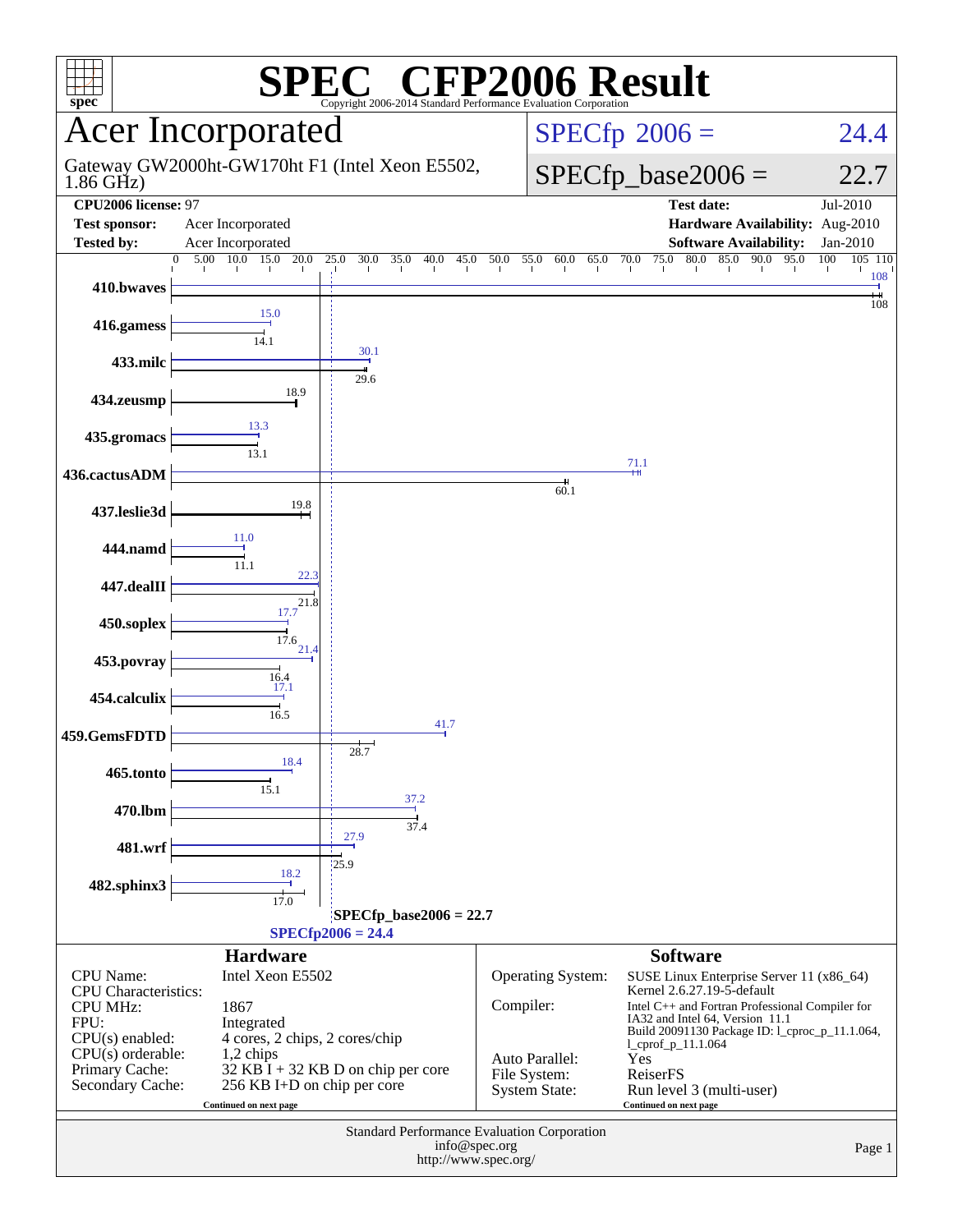# SPEC CFP2006 Result

Copyright 2006-2014 Standard Performance Evaluation Corporation

## Acer Incorporated

Gateway GW2000ht-GW170ht F1 (Intel Xeon E5502, 1.86 GHz)

**SPECfp 2006 = 24.4**

**SPECfp_base2006 = 22.7**

| | | | |
|---|---|---|---|
| **CPU2006 license:** 97 | | **Test date:** | Jul-2010 |
| **Test sponsor:** | Acer Incorporated | **Hardware Availability:** | Aug-2010 |
| **Tested by:** | Acer Incorporated | **Software Availability:** | Jan-2010 |

| Benchmark | Peak | Base |
|---|---|---|
| 410.bwaves | 108 | 108 |
| 416.gamess | 15.0 | 14.1 |
| 433.milc | 30.1 | 29.6 |
| 434.zeusmp | 18.9 | 18.9 |
| 435.gromacs | 13.3 | 13.1 |
| 436.cactusADM | 71.1 | 60.1 |
| 437.leslie3d | 19.8 | 19.8 |
| 444.namd | 11.0 | 11.1 |
| 447.dealII | 22.3 | 21.8 |
| 450.soplex | 17.7 | 17.6 |
| 453.povray | 21.4 | 16.4 |
| 454.calculix | 17.1 | 16.5 |
| 459.GemsFDTD | 41.7 | 28.7 |
| 465.tonto | 18.4 | 15.1 |
| 470.lbm | 37.2 | 37.4 |
| 481.wrf | 27.9 | 25.9 |
| 482.sphinx3 | 18.2 | 17.0 |

SPECfp_base2006 = 22.7

SPECfp2006 = 24.4

### Hardware

| | |
|---|---|
| CPU Name: | Intel Xeon E5502 |
| CPU Characteristics: | |
| CPU MHz: | 1867 |
| FPU: | Integrated |
| CPU(s) enabled: | 4 cores, 2 chips, 2 cores/chip |
| CPU(s) orderable: | 1,2 chips |
| Primary Cache: | 32 KB I + 32 KB D on chip per core |
| Secondary Cache: | 256 KB I+D on chip per core |

Continued on next page

### Software

| | |
|---|---|
| Operating System: | SUSE Linux Enterprise Server 11 (x86_64) Kernel 2.6.27.19-5-default |
| Compiler: | Intel C++ and Fortran Professional Compiler for IA32 and Intel 64, Version 11.1 Build 20091130 Package ID: l_cproc_p_11.1.064, l_cprof_p_11.1.064 |
| Auto Parallel: | Yes |
| File System: | ReiserFS |
| System State: | Run level 3 (multi-user) |

Continued on next page

Standard Performance Evaluation Corporation
info@spec.org
http://www.spec.org/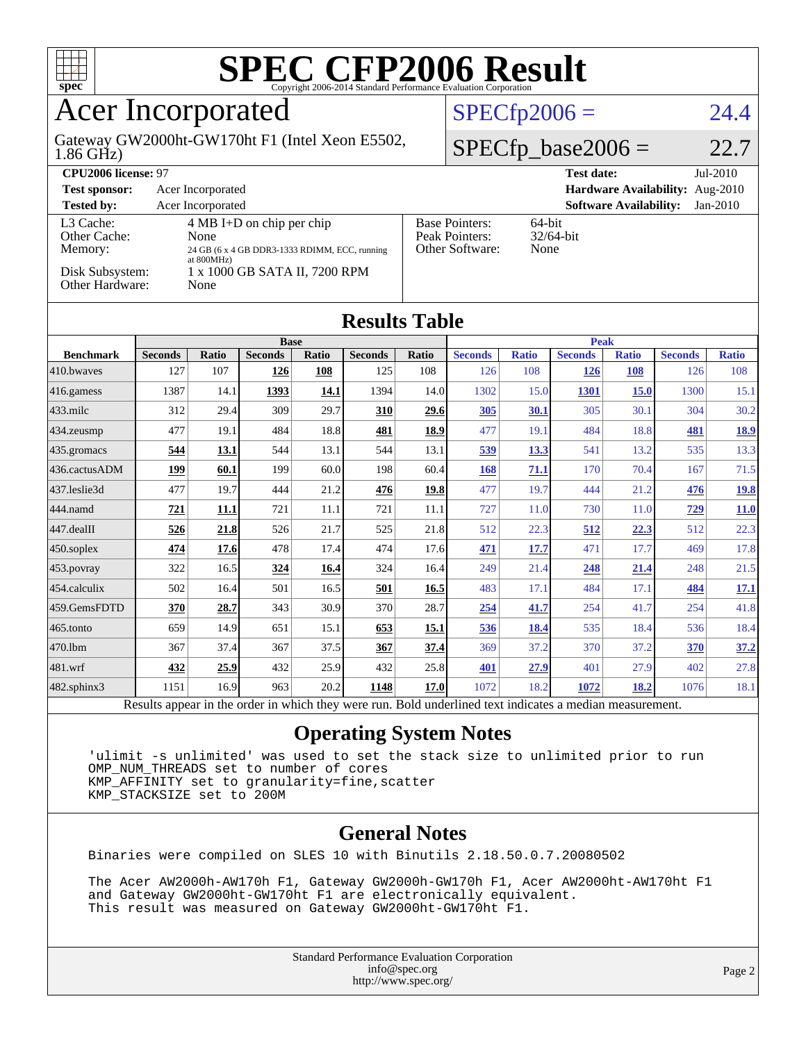# SPEC CFP2006 Result

Copyright 2006-2014 Standard Performance Evaluation Corporation

## Acer Incorporated

Gateway GW2000ht-GW170ht F1 (Intel Xeon E5502, 1.86 GHz)

SPECfp2006 = 24.4

SPECfp_base2006 = 22.7

| | | | |
|---|---|---|---|
| **CPU2006 license:** 97 | | **Test date:** | Jul-2010 |
| **Test sponsor:** | Acer Incorporated | **Hardware Availability:** | Aug-2010 |
| **Tested by:** | Acer Incorporated | **Software Availability:** | Jan-2010 |

| | |
|---|---|
| L3 Cache: | 4 MB I+D on chip per chip |
| Other Cache: | None |
| Memory: | 24 GB (6 x 4 GB DDR3-1333 RDIMM, ECC, running at 800MHz) |
| Disk Subsystem: | 1 x 1000 GB SATA II, 7200 RPM |
| Other Hardware: | None |

| | |
|---|---|
| Base Pointers: | 64-bit |
| Peak Pointers: | 32/64-bit |
| Other Software: | None |

## Results Table

| | Base | | | | | | Peak | | | | | |
|---|---|---|---|---|---|---|---|---|---|---|---|---|
| **Benchmark** | **Seconds** | **Ratio** | **Seconds** | **Ratio** | **Seconds** | **Ratio** | **Seconds** | **Ratio** | **Seconds** | **Ratio** | **Seconds** | **Ratio** |
| 410.bwaves | 127 | 107 | **126** | **108** | 125 | 108 | 126 | 108 | **126** | **108** | 126 | 108 |
| 416.gamess | 1387 | 14.1 | **1393** | **14.1** | 1394 | 14.0 | 1302 | 15.0 | **1301** | **15.0** | 1300 | 15.1 |
| 433.milc | 312 | 29.4 | 309 | 29.7 | **310** | **29.6** | **305** | **30.1** | 305 | 30.1 | 304 | 30.2 |
| 434.zeusmp | 477 | 19.1 | 484 | 18.8 | **481** | **18.9** | 477 | 19.1 | 484 | 18.8 | **481** | **18.9** |
| 435.gromacs | **544** | **13.1** | 544 | 13.1 | 544 | 13.1 | **539** | **13.3** | 541 | 13.2 | 535 | 13.3 |
| 436.cactusADM | **199** | **60.1** | 199 | 60.0 | 198 | 60.4 | **168** | **71.1** | 170 | 70.4 | 167 | 71.5 |
| 437.leslie3d | 477 | 19.7 | 444 | 21.2 | **476** | **19.8** | 477 | 19.7 | 444 | 21.2 | **476** | **19.8** |
| 444.namd | **721** | **11.1** | 721 | 11.1 | 721 | 11.1 | 727 | 11.0 | 730 | 11.0 | **729** | **11.0** |
| 447.dealII | **526** | **21.8** | 526 | 21.7 | 525 | 21.8 | 512 | 22.3 | **512** | **22.3** | 512 | 22.3 |
| 450.soplex | **474** | **17.6** | 478 | 17.4 | 474 | 17.6 | **471** | **17.7** | 471 | 17.7 | 469 | 17.8 |
| 453.povray | 322 | 16.5 | **324** | **16.4** | 324 | 16.4 | 249 | 21.4 | **248** | **21.4** | 248 | 21.5 |
| 454.calculix | 502 | 16.4 | 501 | 16.5 | **501** | **16.5** | 483 | 17.1 | 484 | 17.1 | **484** | **17.1** |
| 459.GemsFDTD | **370** | **28.7** | 343 | 30.9 | 370 | 28.7 | **254** | **41.7** | 254 | 41.7 | 254 | 41.8 |
| 465.tonto | 659 | 14.9 | 651 | 15.1 | **653** | **15.1** | **536** | **18.4** | 535 | 18.4 | 536 | 18.4 |
| 470.lbm | 367 | 37.4 | 367 | 37.5 | **367** | **37.4** | 369 | 37.2 | 370 | 37.2 | **370** | **37.2** |
| 481.wrf | **432** | **25.9** | 432 | 25.9 | 432 | 25.8 | **401** | **27.9** | 401 | 27.9 | 402 | 27.8 |
| 482.sphinx3 | 1151 | 16.9 | 963 | 20.2 | **1148** | **17.0** | 1072 | 18.2 | **1072** | **18.2** | 1076 | 18.1 |

Results appear in the order in which they were run. Bold underlined text indicates a median measurement.

## Operating System Notes

```
'ulimit -s unlimited' was used to set the stack size to unlimited prior to run
OMP_NUM_THREADS set to number of cores
KMP_AFFINITY set to granularity=fine,scatter
KMP_STACKSIZE set to 200M
```

## General Notes

```
Binaries were compiled on SLES 10 with Binutils 2.18.50.0.7.20080502

The Acer AW2000h-AW170h F1, Gateway GW2000h-GW170h F1, Acer AW2000ht-AW170ht F1
and Gateway GW2000ht-GW170ht F1 are electronically equivalent.
This result was measured on Gateway GW2000ht-GW170ht F1.
```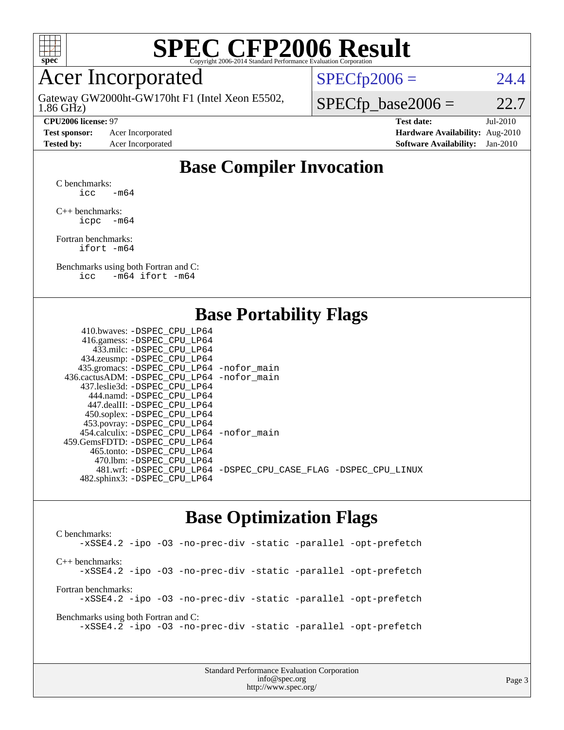# SPEC CFP2006 Result

Copyright 2006-2014 Standard Performance Evaluation Corporation

## Acer Incorporated

Gateway GW2000ht-GW170ht F1 (Intel Xeon E5502, 1.86 GHz)

SPECfp2006 = 24.4

SPECfp_base2006 = 22.7

**CPU2006 license:** 97
**Test sponsor:** Acer Incorporated
**Tested by:** Acer Incorporated
**Test date:** Jul-2010
**Hardware Availability:** Aug-2010
**Software Availability:** Jan-2010

## Base Compiler Invocation

C benchmarks:
```
icc  -m64
```

C++ benchmarks:
```
icpc  -m64
```

Fortran benchmarks:
```
ifort -m64
```

Benchmarks using both Fortran and C:
```
icc  -m64 ifort -m64
```

## Base Portability Flags

```
     410.bwaves: -DSPEC_CPU_LP64
     416.gamess: -DSPEC_CPU_LP64
       433.milc: -DSPEC_CPU_LP64
     434.zeusmp: -DSPEC_CPU_LP64
    435.gromacs: -DSPEC_CPU_LP64 -nofor_main
 436.cactusADM: -DSPEC_CPU_LP64 -nofor_main
    437.leslie3d: -DSPEC_CPU_LP64
      444.namd: -DSPEC_CPU_LP64
     447.dealII: -DSPEC_CPU_LP64
     450.soplex: -DSPEC_CPU_LP64
     453.povray: -DSPEC_CPU_LP64
   454.calculix: -DSPEC_CPU_LP64 -nofor_main
 459.GemsFDTD: -DSPEC_CPU_LP64
      465.tonto: -DSPEC_CPU_LP64
        470.lbm: -DSPEC_CPU_LP64
        481.wrf: -DSPEC_CPU_LP64 -DSPEC_CPU_CASE_FLAG -DSPEC_CPU_LINUX
    482.sphinx3: -DSPEC_CPU_LP64
```

## Base Optimization Flags

C benchmarks:
```
-xSSE4.2 -ipo -O3 -no-prec-div -static -parallel -opt-prefetch
```

C++ benchmarks:
```
-xSSE4.2 -ipo -O3 -no-prec-div -static -parallel -opt-prefetch
```

Fortran benchmarks:
```
-xSSE4.2 -ipo -O3 -no-prec-div -static -parallel -opt-prefetch
```

Benchmarks using both Fortran and C:
```
-xSSE4.2 -ipo -O3 -no-prec-div -static -parallel -opt-prefetch
```

Standard Performance Evaluation Corporation
info@spec.org
http://www.spec.org/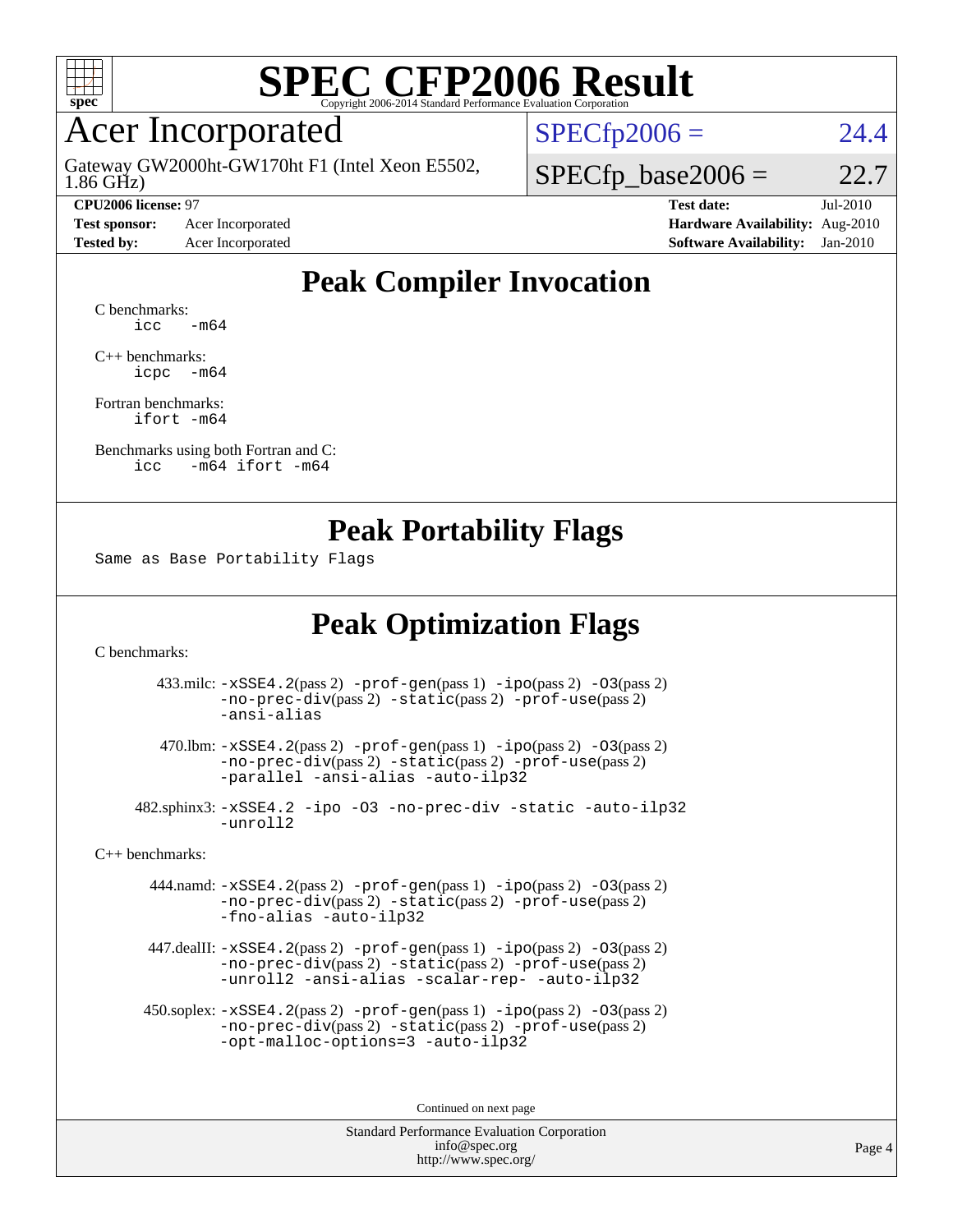# SPEC CFP2006 Result

Copyright 2006-2014 Standard Performance Evaluation Corporation

## Acer Incorporated

Gateway GW2000ht-GW170ht F1 (Intel Xeon E5502, 1.86 GHz)

SPECfp2006 = 24.4

SPECfp_base2006 = 22.7

**CPU2006 license:** 97
**Test sponsor:** Acer Incorporated
**Tested by:** Acer Incorporated

**Test date:** Jul-2010
**Hardware Availability:** Aug-2010
**Software Availability:** Jan-2010

## Peak Compiler Invocation

C benchmarks:
```
icc   -m64
```

C++ benchmarks:
```
icpc  -m64
```

Fortran benchmarks:
```
ifort -m64
```

Benchmarks using both Fortran and C:
```
icc   -m64 ifort -m64
```

## Peak Portability Flags

Same as Base Portability Flags

## Peak Optimization Flags

C benchmarks:

433.milc: -xSSE4.2(pass 2) -prof-gen(pass 1) -ipo(pass 2) -O3(pass 2) -no-prec-div(pass 2) -static(pass 2) -prof-use(pass 2) -ansi-alias

470.lbm: -xSSE4.2(pass 2) -prof-gen(pass 1) -ipo(pass 2) -O3(pass 2) -no-prec-div(pass 2) -static(pass 2) -prof-use(pass 2) -parallel -ansi-alias -auto-ilp32

482.sphinx3: -xSSE4.2 -ipo -O3 -no-prec-div -static -auto-ilp32 -unroll2

C++ benchmarks:

444.namd: -xSSE4.2(pass 2) -prof-gen(pass 1) -ipo(pass 2) -O3(pass 2) -no-prec-div(pass 2) -static(pass 2) -prof-use(pass 2) -fno-alias -auto-ilp32

447.dealII: -xSSE4.2(pass 2) -prof-gen(pass 1) -ipo(pass 2) -O3(pass 2) -no-prec-div(pass 2) -static(pass 2) -prof-use(pass 2) -unroll2 -ansi-alias -scalar-rep- -auto-ilp32

450.soplex: -xSSE4.2(pass 2) -prof-gen(pass 1) -ipo(pass 2) -O3(pass 2) -no-prec-div(pass 2) -static(pass 2) -prof-use(pass 2) -opt-malloc-options=3 -auto-ilp32

Continued on next page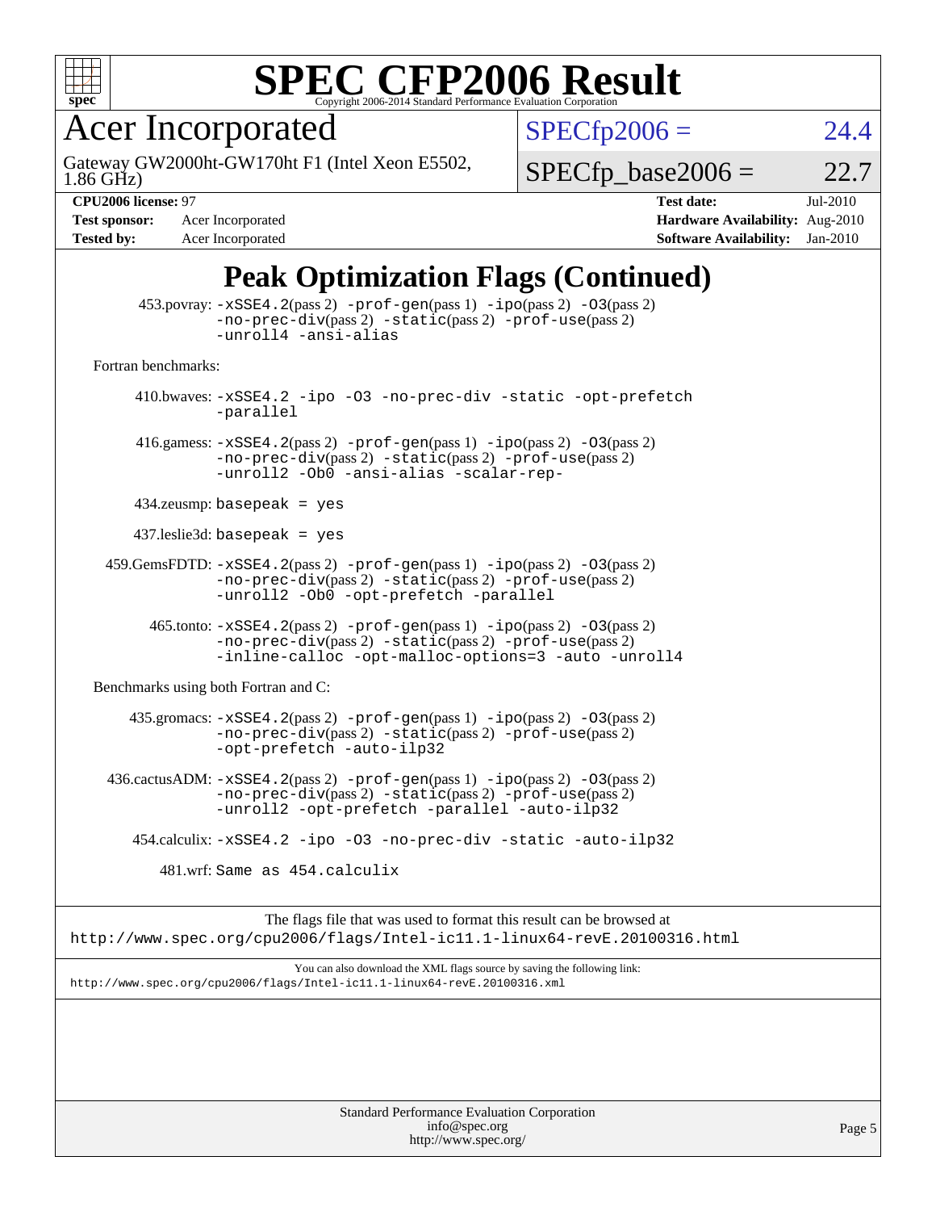# SPEC CFP2006 Result

Copyright 2006-2014 Standard Performance Evaluation Corporation

## Acer Incorporated

Gateway GW2000ht-GW170ht F1 (Intel Xeon E5502, 1.86 GHz)

SPECfp2006 = 24.4

SPECfp_base2006 = 22.7

**CPU2006 license:** 97
**Test sponsor:** Acer Incorporated
**Tested by:** Acer Incorporated

**Test date:** Jul-2010
**Hardware Availability:** Aug-2010
**Software Availability:** Jan-2010

## Peak Optimization Flags (Continued)

453.povray: -xSSE4.2(pass 2) -prof-gen(pass 1) -ipo(pass 2) -O3(pass 2) -no-prec-div(pass 2) -static(pass 2) -prof-use(pass 2) -unroll4 -ansi-alias

Fortran benchmarks:

410.bwaves: -xSSE4.2 -ipo -O3 -no-prec-div -static -opt-prefetch -parallel

416.gamess: -xSSE4.2(pass 2) -prof-gen(pass 1) -ipo(pass 2) -O3(pass 2) -no-prec-div(pass 2) -static(pass 2) -prof-use(pass 2) -unroll2 -Ob0 -ansi-alias -scalar-rep-

434.zeusmp: basepeak = yes

437.leslie3d: basepeak = yes

459.GemsFDTD: -xSSE4.2(pass 2) -prof-gen(pass 1) -ipo(pass 2) -O3(pass 2) -no-prec-div(pass 2) -static(pass 2) -prof-use(pass 2) -unroll2 -Ob0 -opt-prefetch -parallel

465.tonto: -xSSE4.2(pass 2) -prof-gen(pass 1) -ipo(pass 2) -O3(pass 2) -no-prec-div(pass 2) -static(pass 2) -prof-use(pass 2) -inline-calloc -opt-malloc-options=3 -auto -unroll4

Benchmarks using both Fortran and C:

435.gromacs: -xSSE4.2(pass 2) -prof-gen(pass 1) -ipo(pass 2) -O3(pass 2) -no-prec-div(pass 2) -static(pass 2) -prof-use(pass 2) -opt-prefetch -auto-ilp32

436.cactusADM: -xSSE4.2(pass 2) -prof-gen(pass 1) -ipo(pass 2) -O3(pass 2) -no-prec-div(pass 2) -static(pass 2) -prof-use(pass 2) -unroll2 -opt-prefetch -parallel -auto-ilp32

454.calculix: -xSSE4.2 -ipo -O3 -no-prec-div -static -auto-ilp32

481.wrf: Same as 454.calculix

The flags file that was used to format this result can be browsed at
http://www.spec.org/cpu2006/flags/Intel-ic11.1-linux64-revE.20100316.html

You can also download the XML flags source by saving the following link:
http://www.spec.org/cpu2006/flags/Intel-ic11.1-linux64-revE.20100316.xml

Standard Performance Evaluation Corporation
info@spec.org
http://www.spec.org/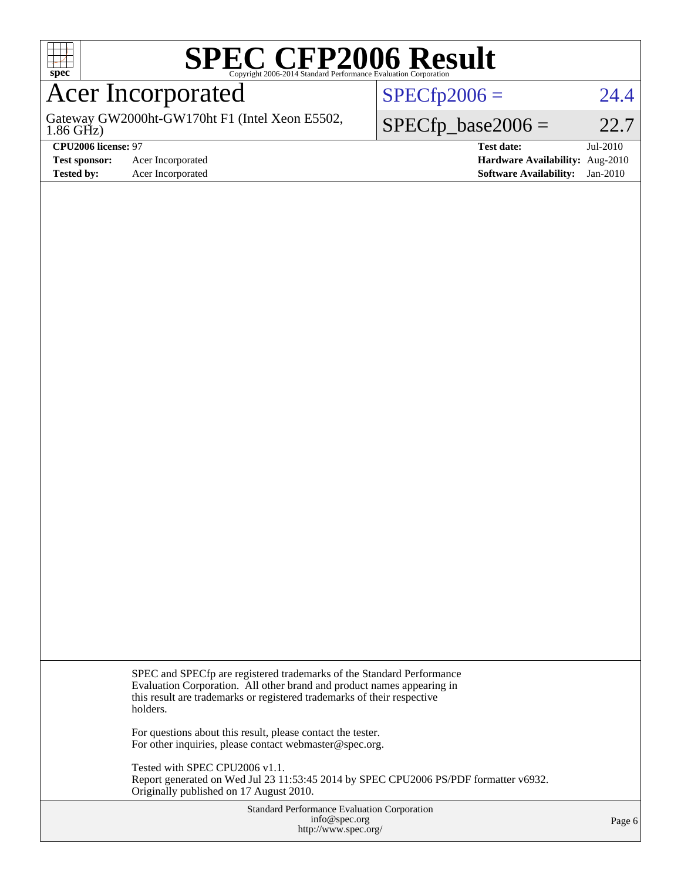# SPEC CFP2006 Result

Copyright 2006-2014 Standard Performance Evaluation Corporation

## Acer Incorporated

Gateway GW2000ht-GW170ht F1 (Intel Xeon E5502, 1.86 GHz)

SPECfp2006 = 24.4

SPECfp_base2006 = 22.7

| | | | |
|---|---|---|---|
| **CPU2006 license:** | 97 | **Test date:** | Jul-2010 |
| **Test sponsor:** | Acer Incorporated | **Hardware Availability:** | Aug-2010 |
| **Tested by:** | Acer Incorporated | **Software Availability:** | Jan-2010 |

SPEC and SPECfp are registered trademarks of the Standard Performance Evaluation Corporation. All other brand and product names appearing in this result are trademarks or registered trademarks of their respective holders.

For questions about this result, please contact the tester.
For other inquiries, please contact webmaster@spec.org.

Tested with SPEC CPU2006 v1.1.
Report generated on Wed Jul 23 11:53:45 2014 by SPEC CPU2006 PS/PDF formatter v6932.
Originally published on 17 August 2010.

Standard Performance Evaluation Corporation
info@spec.org
http://www.spec.org/